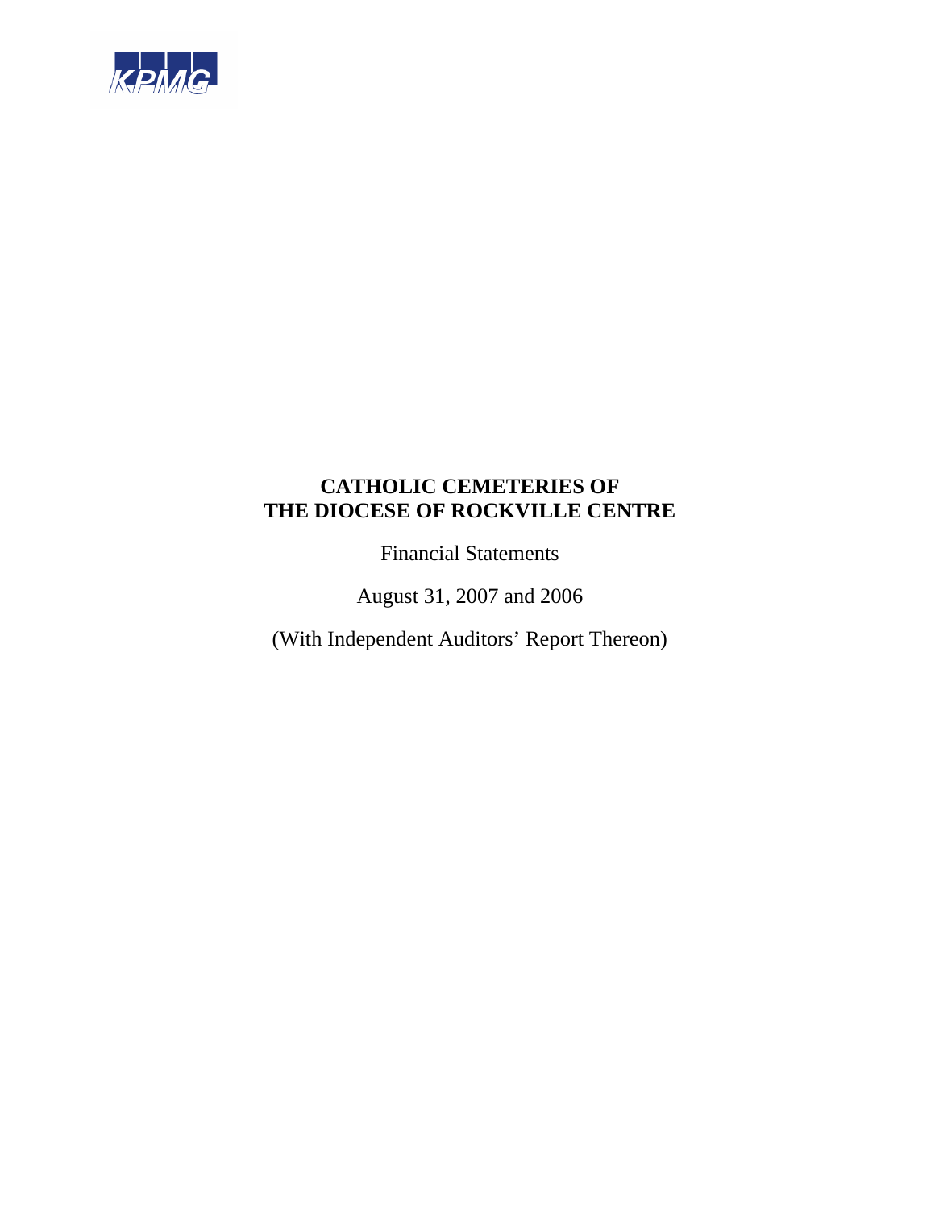KPMG

# CATHOLIC CEMETERIES OF THE DIOCESE OF ROCKVILLE CENTRE

Financial Statements

August 31, 2007 and 2006

(With Independent Auditors' Report Thereon)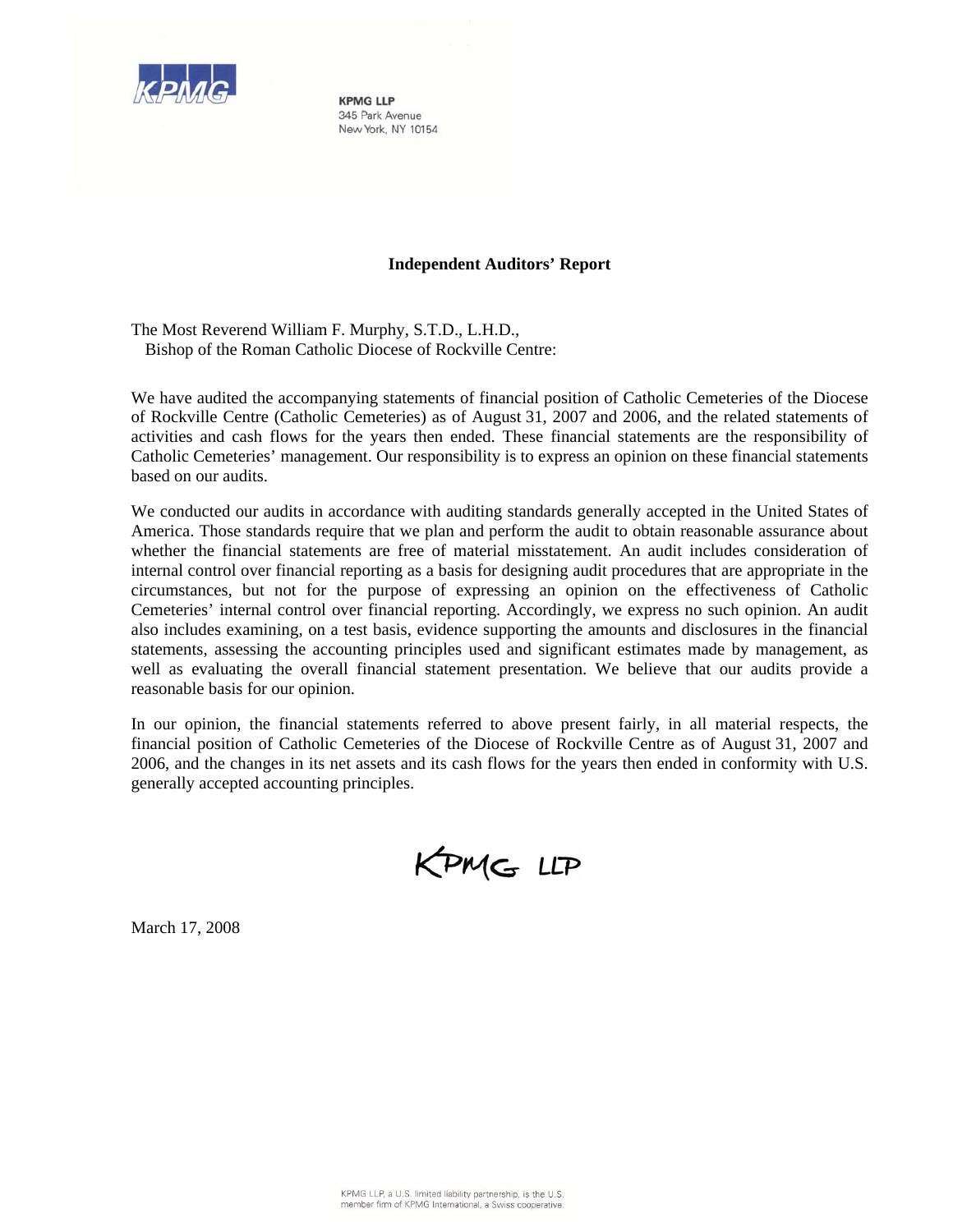KPMG LLP
345 Park Avenue
New York, NY 10154

## Independent Auditors' Report

The Most Reverend William F. Murphy, S.T.D., L.H.D.,
Bishop of the Roman Catholic Diocese of Rockville Centre:

We have audited the accompanying statements of financial position of Catholic Cemeteries of the Diocese of Rockville Centre (Catholic Cemeteries) as of August 31, 2007 and 2006, and the related statements of activities and cash flows for the years then ended. These financial statements are the responsibility of Catholic Cemeteries' management. Our responsibility is to express an opinion on these financial statements based on our audits.

We conducted our audits in accordance with auditing standards generally accepted in the United States of America. Those standards require that we plan and perform the audit to obtain reasonable assurance about whether the financial statements are free of material misstatement. An audit includes consideration of internal control over financial reporting as a basis for designing audit procedures that are appropriate in the circumstances, but not for the purpose of expressing an opinion on the effectiveness of Catholic Cemeteries' internal control over financial reporting. Accordingly, we express no such opinion. An audit also includes examining, on a test basis, evidence supporting the amounts and disclosures in the financial statements, assessing the accounting principles used and significant estimates made by management, as well as evaluating the overall financial statement presentation. We believe that our audits provide a reasonable basis for our opinion.

In our opinion, the financial statements referred to above present fairly, in all material respects, the financial position of Catholic Cemeteries of the Diocese of Rockville Centre as of August 31, 2007 and 2006, and the changes in its net assets and its cash flows for the years then ended in conformity with U.S. generally accepted accounting principles.

KPMG LLP

March 17, 2008

KPMG LLP, a U.S. limited liability partnership, is the U.S. member firm of KPMG International, a Swiss cooperative.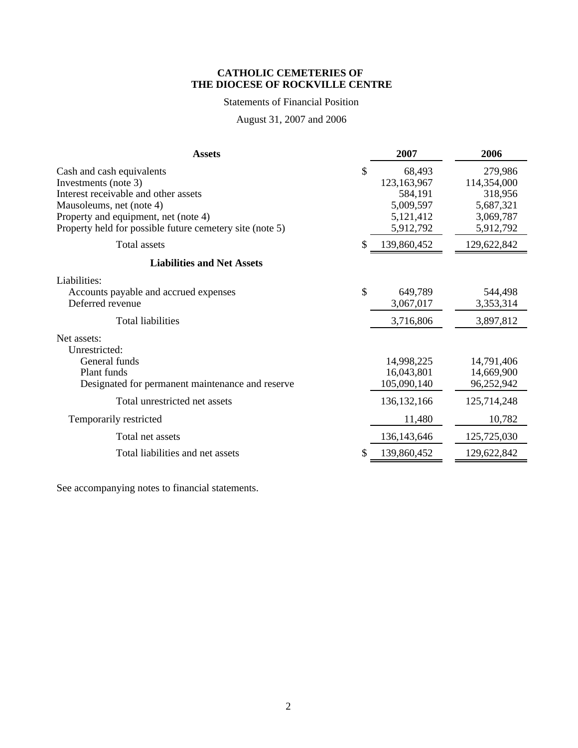**CATHOLIC CEMETERIES OF THE DIOCESE OF ROCKVILLE CENTRE**

Statements of Financial Position

August 31, 2007 and 2006

| Assets | 2007 | 2006 |
|---|---|---|
| Cash and cash equivalents | $ 68,493 | 279,986 |
| Investments (note 3) | 123,163,967 | 114,354,000 |
| Interest receivable and other assets | 584,191 | 318,956 |
| Mausoleums, net (note 4) | 5,009,597 | 5,687,321 |
| Property and equipment, net (note 4) | 5,121,412 | 3,069,787 |
| Property held for possible future cemetery site (note 5) | 5,912,792 | 5,912,792 |
| Total assets | $ 139,860,452 | 129,622,842 |
| **Liabilities and Net Assets** | | |
| Liabilities: | | |
| Accounts payable and accrued expenses | $ 649,789 | 544,498 |
| Deferred revenue | 3,067,017 | 3,353,314 |
| Total liabilities | 3,716,806 | 3,897,812 |
| Net assets: | | |
| Unrestricted: | | |
| General funds | 14,998,225 | 14,791,406 |
| Plant funds | 16,043,801 | 14,669,900 |
| Designated for permanent maintenance and reserve | 105,090,140 | 96,252,942 |
| Total unrestricted net assets | 136,132,166 | 125,714,248 |
| Temporarily restricted | 11,480 | 10,782 |
| Total net assets | 136,143,646 | 125,725,030 |
| Total liabilities and net assets | $ 139,860,452 | 129,622,842 |

See accompanying notes to financial statements.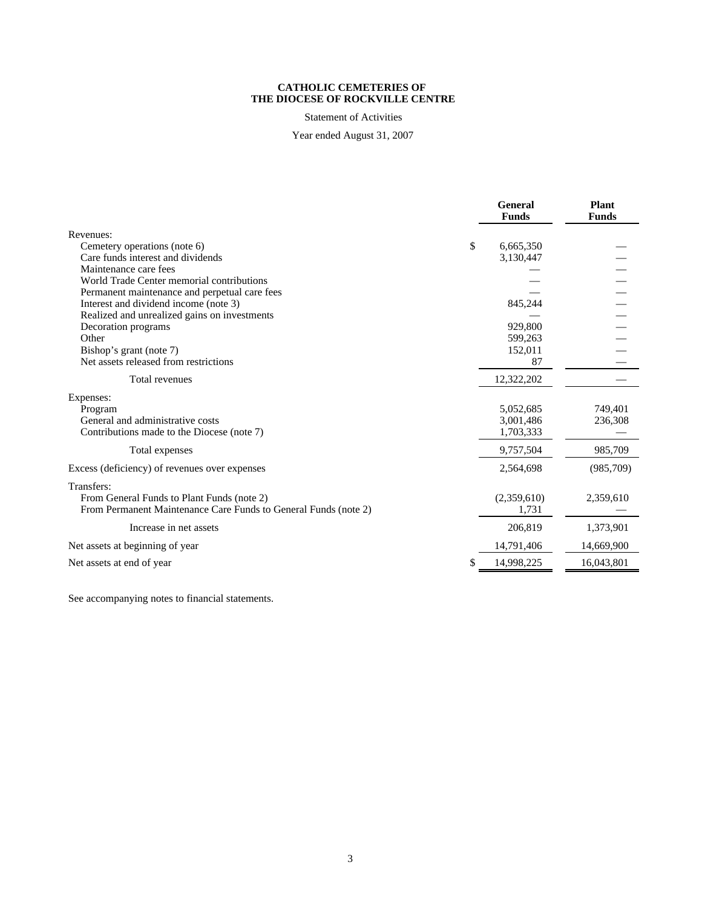**CATHOLIC CEMETERIES OF**
**THE DIOCESE OF ROCKVILLE CENTRE**

Statement of Activities

Year ended August 31, 2007

| | General Funds | Plant Funds |
|---|---|---|
| Revenues: | | |
| Cemetery operations (note 6) | $ 6,665,350 | — |
| Care funds interest and dividends | 3,130,447 | — |
| Maintenance care fees | — | — |
| World Trade Center memorial contributions | — | — |
| Permanent maintenance and perpetual care fees | — | — |
| Interest and dividend income (note 3) | 845,244 | — |
| Realized and unrealized gains on investments | — | — |
| Decoration programs | 929,800 | — |
| Other | 599,263 | — |
| Bishop's grant (note 7) | 152,011 | — |
| Net assets released from restrictions | 87 | — |
| Total revenues | 12,322,202 | — |
| Expenses: | | |
| Program | 5,052,685 | 749,401 |
| General and administrative costs | 3,001,486 | 236,308 |
| Contributions made to the Diocese (note 7) | 1,703,333 | — |
| Total expenses | 9,757,504 | 985,709 |
| Excess (deficiency) of revenues over expenses | 2,564,698 | (985,709) |
| Transfers: | | |
| From General Funds to Plant Funds (note 2) | (2,359,610) | 2,359,610 |
| From Permanent Maintenance Care Funds to General Funds (note 2) | 1,731 | — |
| Increase in net assets | 206,819 | 1,373,901 |
| Net assets at beginning of year | 14,791,406 | 14,669,900 |
| Net assets at end of year | $ 14,998,225 | 16,043,801 |

See accompanying notes to financial statements.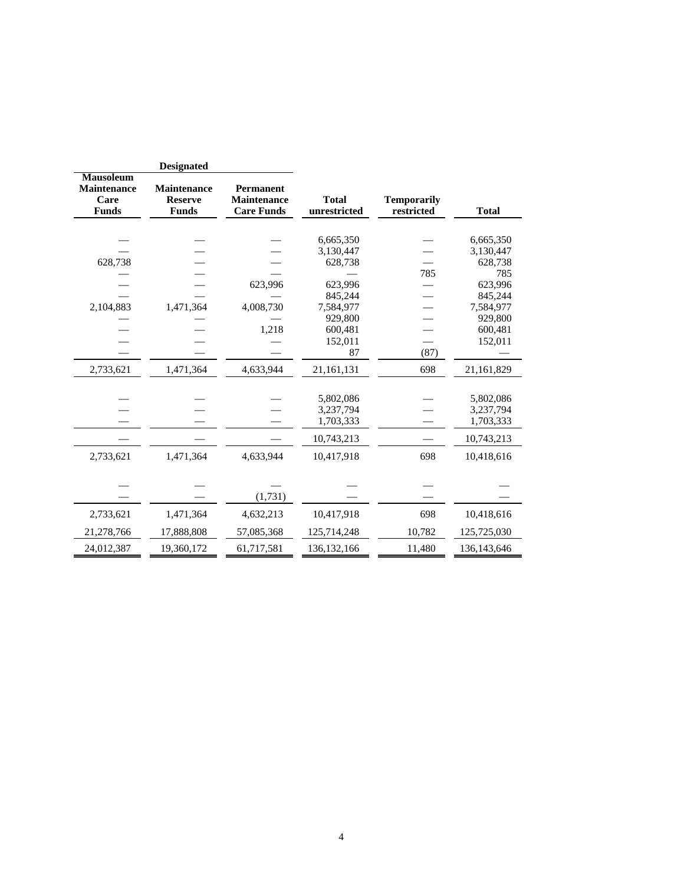| Designated | | | | | |
|---|---|---|---|---|---|
| Mausoleum Maintenance Care Funds | Maintenance Reserve Funds | Permanent Maintenance Care Funds | Total unrestricted | Temporarily restricted | Total |
| — | — | — | 6,665,350 | — | 6,665,350 |
| — | — | — | 3,130,447 | — | 3,130,447 |
| 628,738 | — | — | 628,738 | — | 628,738 |
| — | — | — | — | 785 | 785 |
| — | — | 623,996 | 623,996 | — | 623,996 |
| — | — | — | 845,244 | — | 845,244 |
| 2,104,883 | 1,471,364 | 4,008,730 | 7,584,977 | — | 7,584,977 |
| — | — | — | 929,800 | — | 929,800 |
| — | — | 1,218 | 600,481 | — | 600,481 |
| — | — | — | 152,011 | — | 152,011 |
| — | — | — | 87 | (87) | — |
| 2,733,621 | 1,471,364 | 4,633,944 | 21,161,131 | 698 | 21,161,829 |
| — | — | — | 5,802,086 | — | 5,802,086 |
| — | — | — | 3,237,794 | — | 3,237,794 |
| — | — | — | 1,703,333 | — | 1,703,333 |
| — | — | — | 10,743,213 | — | 10,743,213 |
| 2,733,621 | 1,471,364 | 4,633,944 | 10,417,918 | 698 | 10,418,616 |
| — | — | — | — | — | — |
| — | — | (1,731) | — | — | — |
| 2,733,621 | 1,471,364 | 4,632,213 | 10,417,918 | 698 | 10,418,616 |
| 21,278,766 | 17,888,808 | 57,085,368 | 125,714,248 | 10,782 | 125,725,030 |
| 24,012,387 | 19,360,172 | 61,717,581 | 136,132,166 | 11,480 | 136,143,646 |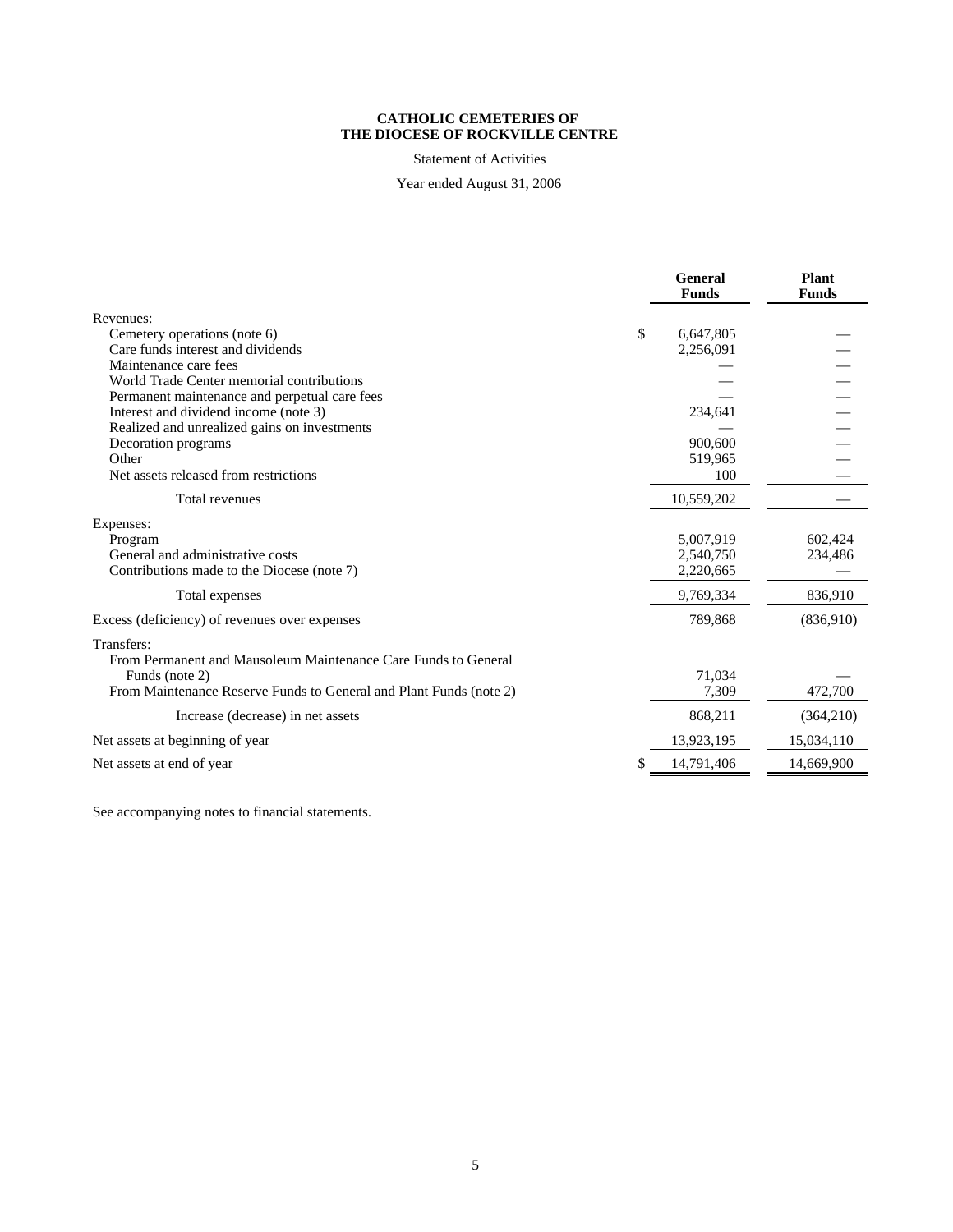**CATHOLIC CEMETERIES OF THE DIOCESE OF ROCKVILLE CENTRE**

Statement of Activities

Year ended August 31, 2006

| | General Funds | Plant Funds |
|---|---|---|
| Revenues: | | |
| Cemetery operations (note 6) | $ 6,647,805 | — |
| Care funds interest and dividends | 2,256,091 | — |
| Maintenance care fees | — | — |
| World Trade Center memorial contributions | — | — |
| Permanent maintenance and perpetual care fees | — | — |
| Interest and dividend income (note 3) | 234,641 | — |
| Realized and unrealized gains on investments | — | — |
| Decoration programs | 900,600 | — |
| Other | 519,965 | — |
| Net assets released from restrictions | 100 | — |
| Total revenues | 10,559,202 | — |
| Expenses: | | |
| Program | 5,007,919 | 602,424 |
| General and administrative costs | 2,540,750 | 234,486 |
| Contributions made to the Diocese (note 7) | 2,220,665 | — |
| Total expenses | 9,769,334 | 836,910 |
| Excess (deficiency) of revenues over expenses | 789,868 | (836,910) |
| Transfers: | | |
| From Permanent and Mausoleum Maintenance Care Funds to General Funds (note 2) | 71,034 | — |
| From Maintenance Reserve Funds to General and Plant Funds (note 2) | 7,309 | 472,700 |
| Increase (decrease) in net assets | 868,211 | (364,210) |
| Net assets at beginning of year | 13,923,195 | 15,034,110 |
| Net assets at end of year | $ 14,791,406 | 14,669,900 |

See accompanying notes to financial statements.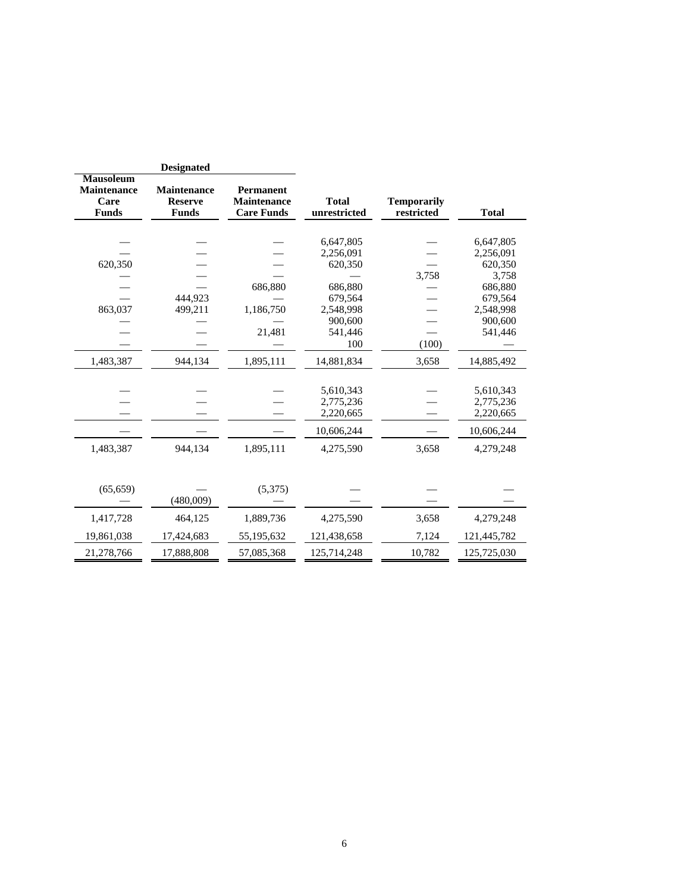| Designated | | | | | |
|---|---|---|---|---|---|
| **Mausoleum Maintenance Care Funds** | **Maintenance Reserve Funds** | **Permanent Maintenance Care Funds** | **Total unrestricted** | **Temporarily restricted** | **Total** |
| — | — | — | 6,647,805 | — | 6,647,805 |
| — | — | — | 2,256,091 | — | 2,256,091 |
| 620,350 | — | — | 620,350 | — | 620,350 |
| — | — | — | — | 3,758 | 3,758 |
| — | — | 686,880 | 686,880 | — | 686,880 |
| — | 444,923 | — | 679,564 | — | 679,564 |
| 863,037 | 499,211 | 1,186,750 | 2,548,998 | — | 2,548,998 |
| — | — | — | 900,600 | — | 900,600 |
| — | — | 21,481 | 541,446 | — | 541,446 |
| — | — | — | 100 | (100) | — |
| 1,483,387 | 944,134 | 1,895,111 | 14,881,834 | 3,658 | 14,885,492 |
| — | — | — | 5,610,343 | — | 5,610,343 |
| — | — | — | 2,775,236 | — | 2,775,236 |
| — | — | — | 2,220,665 | — | 2,220,665 |
| — | — | — | 10,606,244 | — | 10,606,244 |
| 1,483,387 | 944,134 | 1,895,111 | 4,275,590 | 3,658 | 4,279,248 |
| (65,659) | — | (5,375) | — | — | — |
| — | (480,009) | — | — | — | — |
| 1,417,728 | 464,125 | 1,889,736 | 4,275,590 | 3,658 | 4,279,248 |
| 19,861,038 | 17,424,683 | 55,195,632 | 121,438,658 | 7,124 | 121,445,782 |
| 21,278,766 | 17,888,808 | 57,085,368 | 125,714,248 | 10,782 | 125,725,030 |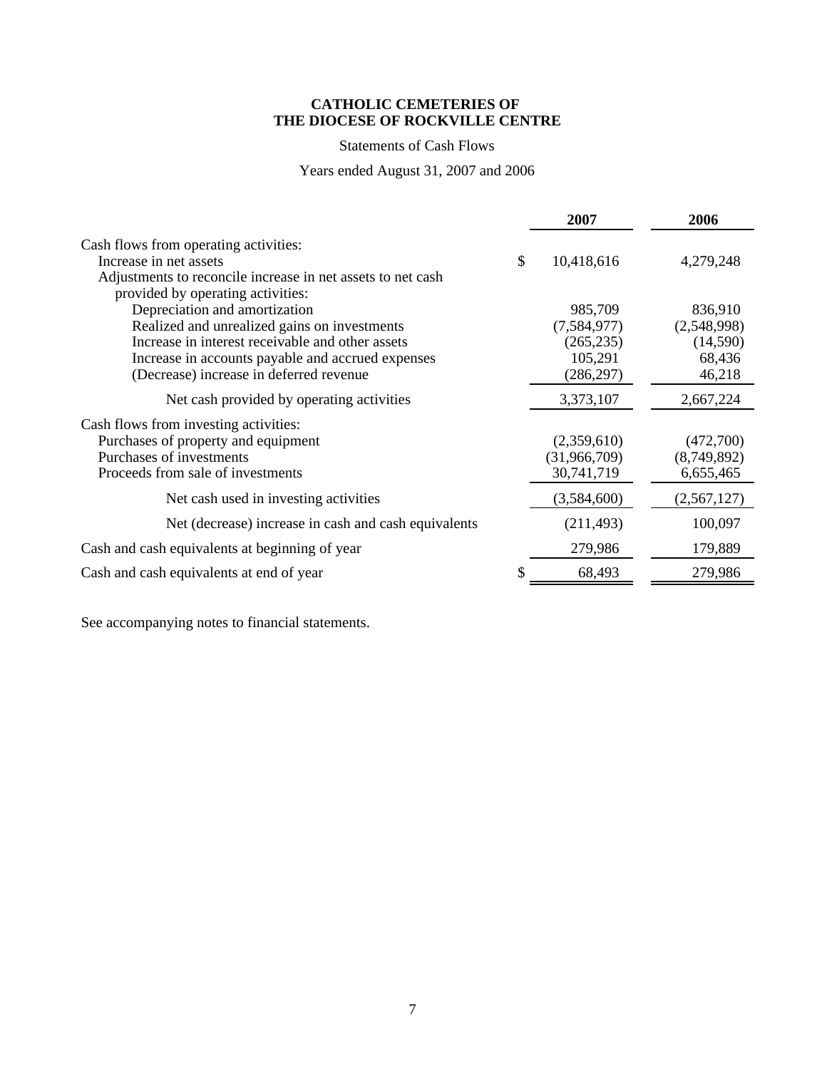**CATHOLIC CEMETERIES OF**
**THE DIOCESE OF ROCKVILLE CENTRE**

Statements of Cash Flows

Years ended August 31, 2007 and 2006

| | | 2007 | 2006 |
|---|---|---|---|
| Cash flows from operating activities: | | | |
| Increase in net assets | $ | 10,418,616 | 4,279,248 |
| Adjustments to reconcile increase in net assets to net cash provided by operating activities: | | | |
| Depreciation and amortization | | 985,709 | 836,910 |
| Realized and unrealized gains on investments | | (7,584,977) | (2,548,998) |
| Increase in interest receivable and other assets | | (265,235) | (14,590) |
| Increase in accounts payable and accrued expenses | | 105,291 | 68,436 |
| (Decrease) increase in deferred revenue | | (286,297) | 46,218 |
| Net cash provided by operating activities | | 3,373,107 | 2,667,224 |
| Cash flows from investing activities: | | | |
| Purchases of property and equipment | | (2,359,610) | (472,700) |
| Purchases of investments | | (31,966,709) | (8,749,892) |
| Proceeds from sale of investments | | 30,741,719 | 6,655,465 |
| Net cash used in investing activities | | (3,584,600) | (2,567,127) |
| Net (decrease) increase in cash and cash equivalents | | (211,493) | 100,097 |
| Cash and cash equivalents at beginning of year | | 279,986 | 179,889 |
| Cash and cash equivalents at end of year | $ | 68,493 | 279,986 |

See accompanying notes to financial statements.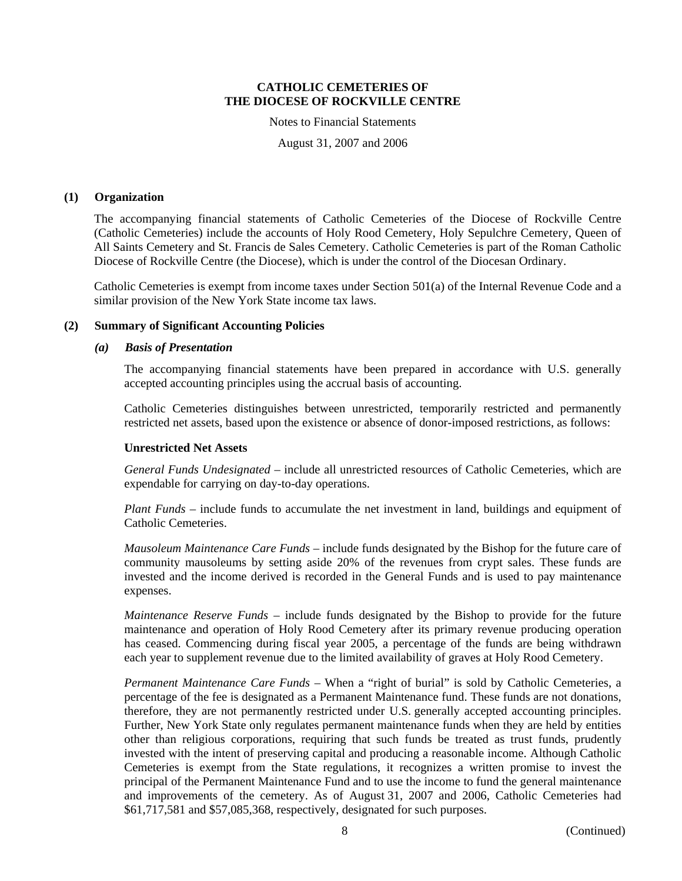**CATHOLIC CEMETERIES OF**
**THE DIOCESE OF ROCKVILLE CENTRE**

Notes to Financial Statements

August 31, 2007 and 2006

## (1) Organization

The accompanying financial statements of Catholic Cemeteries of the Diocese of Rockville Centre (Catholic Cemeteries) include the accounts of Holy Rood Cemetery, Holy Sepulchre Cemetery, Queen of All Saints Cemetery and St. Francis de Sales Cemetery. Catholic Cemeteries is part of the Roman Catholic Diocese of Rockville Centre (the Diocese), which is under the control of the Diocesan Ordinary.

Catholic Cemeteries is exempt from income taxes under Section 501(a) of the Internal Revenue Code and a similar provision of the New York State income tax laws.

## (2) Summary of Significant Accounting Policies

### *(a) Basis of Presentation*

The accompanying financial statements have been prepared in accordance with U.S. generally accepted accounting principles using the accrual basis of accounting.

Catholic Cemeteries distinguishes between unrestricted, temporarily restricted and permanently restricted net assets, based upon the existence or absence of donor-imposed restrictions, as follows:

**Unrestricted Net Assets**

*General Funds Undesignated* – include all unrestricted resources of Catholic Cemeteries, which are expendable for carrying on day-to-day operations.

*Plant Funds* – include funds to accumulate the net investment in land, buildings and equipment of Catholic Cemeteries.

*Mausoleum Maintenance Care Funds* – include funds designated by the Bishop for the future care of community mausoleums by setting aside 20% of the revenues from crypt sales. These funds are invested and the income derived is recorded in the General Funds and is used to pay maintenance expenses.

*Maintenance Reserve Funds* – include funds designated by the Bishop to provide for the future maintenance and operation of Holy Rood Cemetery after its primary revenue producing operation has ceased. Commencing during fiscal year 2005, a percentage of the funds are being withdrawn each year to supplement revenue due to the limited availability of graves at Holy Rood Cemetery.

*Permanent Maintenance Care Funds* – When a "right of burial" is sold by Catholic Cemeteries, a percentage of the fee is designated as a Permanent Maintenance fund. These funds are not donations, therefore, they are not permanently restricted under U.S. generally accepted accounting principles. Further, New York State only regulates permanent maintenance funds when they are held by entities other than religious corporations, requiring that such funds be treated as trust funds, prudently invested with the intent of preserving capital and producing a reasonable income. Although Catholic Cemeteries is exempt from the State regulations, it recognizes a written promise to invest the principal of the Permanent Maintenance Fund and to use the income to fund the general maintenance and improvements of the cemetery. As of August 31, 2007 and 2006, Catholic Cemeteries had $61,717,581 and $57,085,368, respectively, designated for such purposes.

(Continued)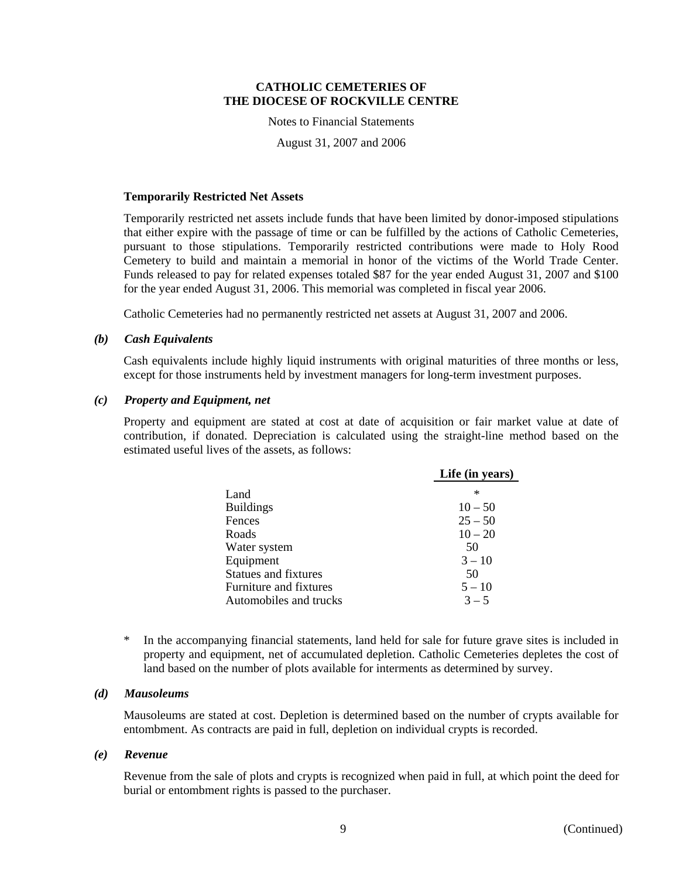**CATHOLIC CEMETERIES OF THE DIOCESE OF ROCKVILLE CENTRE**

Notes to Financial Statements

August 31, 2007 and 2006

**Temporarily Restricted Net Assets**

Temporarily restricted net assets include funds that have been limited by donor-imposed stipulations that either expire with the passage of time or can be fulfilled by the actions of Catholic Cemeteries, pursuant to those stipulations. Temporarily restricted contributions were made to Holy Rood Cemetery to build and maintain a memorial in honor of the victims of the World Trade Center. Funds released to pay for related expenses totaled $87 for the year ended August 31, 2007 and $100 for the year ended August 31, 2006. This memorial was completed in fiscal year 2006.

Catholic Cemeteries had no permanently restricted net assets at August 31, 2007 and 2006.

***(b) Cash Equivalents***

Cash equivalents include highly liquid instruments with original maturities of three months or less, except for those instruments held by investment managers for long-term investment purposes.

***(c) Property and Equipment, net***

Property and equipment are stated at cost at date of acquisition or fair market value at date of contribution, if donated. Depreciation is calculated using the straight-line method based on the estimated useful lives of the assets, as follows:

| | Life (in years) |
|---|---|
| Land | * |
| Buildings | 10 – 50 |
| Fences | 25 – 50 |
| Roads | 10 – 20 |
| Water system | 50 |
| Equipment | 3 – 10 |
| Statues and fixtures | 50 |
| Furniture and fixtures | 5 – 10 |
| Automobiles and trucks | 3 – 5 |

\* In the accompanying financial statements, land held for sale for future grave sites is included in property and equipment, net of accumulated depletion. Catholic Cemeteries depletes the cost of land based on the number of plots available for interments as determined by survey.

***(d) Mausoleums***

Mausoleums are stated at cost. Depletion is determined based on the number of crypts available for entombment. As contracts are paid in full, depletion on individual crypts is recorded.

***(e) Revenue***

Revenue from the sale of plots and crypts is recognized when paid in full, at which point the deed for burial or entombment rights is passed to the purchaser.

(Continued)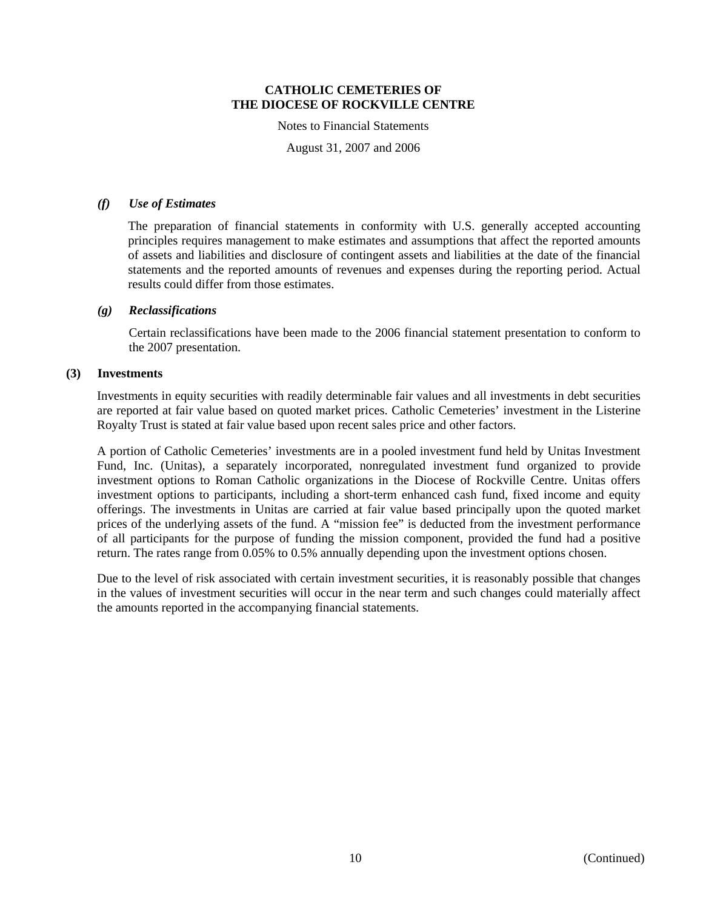#### *(f) Use of Estimates*

The preparation of financial statements in conformity with U.S. generally accepted accounting principles requires management to make estimates and assumptions that affect the reported amounts of assets and liabilities and disclosure of contingent assets and liabilities at the date of the financial statements and the reported amounts of revenues and expenses during the reporting period. Actual results could differ from those estimates.

#### *(g) Reclassifications*

Certain reclassifications have been made to the 2006 financial statement presentation to conform to the 2007 presentation.

### (3) Investments

Investments in equity securities with readily determinable fair values and all investments in debt securities are reported at fair value based on quoted market prices. Catholic Cemeteries' investment in the Listerine Royalty Trust is stated at fair value based upon recent sales price and other factors.

A portion of Catholic Cemeteries' investments are in a pooled investment fund held by Unitas Investment Fund, Inc. (Unitas), a separately incorporated, nonregulated investment fund organized to provide investment options to Roman Catholic organizations in the Diocese of Rockville Centre. Unitas offers investment options to participants, including a short-term enhanced cash fund, fixed income and equity offerings. The investments in Unitas are carried at fair value based principally upon the quoted market prices of the underlying assets of the fund. A "mission fee" is deducted from the investment performance of all participants for the purpose of funding the mission component, provided the fund had a positive return. The rates range from 0.05% to 0.5% annually depending upon the investment options chosen.

Due to the level of risk associated with certain investment securities, it is reasonably possible that changes in the values of investment securities will occur in the near term and such changes could materially affect the amounts reported in the accompanying financial statements.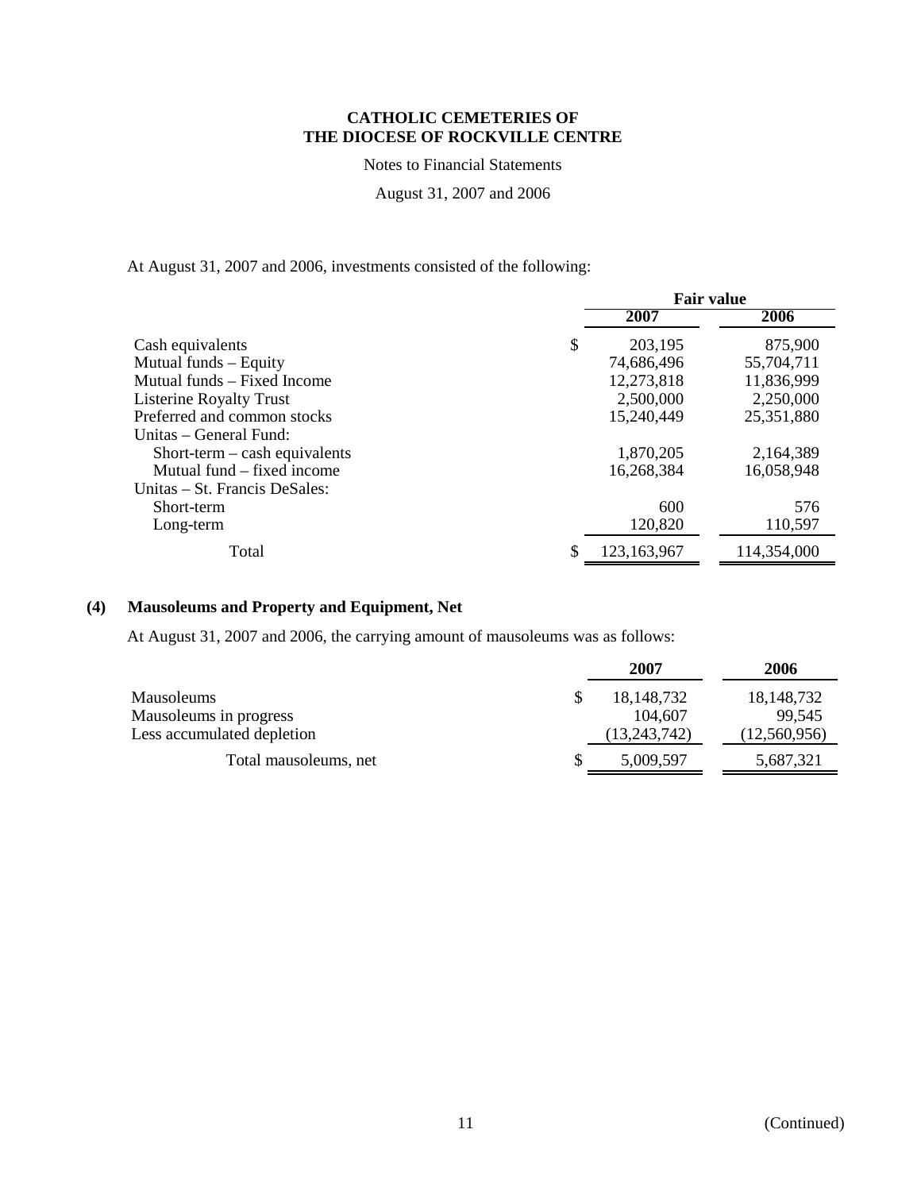**CATHOLIC CEMETERIES OF THE DIOCESE OF ROCKVILLE CENTRE**

Notes to Financial Statements

August 31, 2007 and 2006

At August 31, 2007 and 2006, investments consisted of the following:

| | Fair value | |
|---|---|---|
| | 2007 | 2006 |
| Cash equivalents | $ 203,195 | 875,900 |
| Mutual funds – Equity | 74,686,496 | 55,704,711 |
| Mutual funds – Fixed Income | 12,273,818 | 11,836,999 |
| Listerine Royalty Trust | 2,500,000 | 2,250,000 |
| Preferred and common stocks | 15,240,449 | 25,351,880 |
| Unitas – General Fund: | | |
| Short-term – cash equivalents | 1,870,205 | 2,164,389 |
| Mutual fund – fixed income | 16,268,384 | 16,058,948 |
| Unitas – St. Francis DeSales: | | |
| Short-term | 600 | 576 |
| Long-term | 120,820 | 110,597 |
| Total | $ 123,163,967 | 114,354,000 |

## (4) Mausoleums and Property and Equipment, Net

At August 31, 2007 and 2006, the carrying amount of mausoleums was as follows:

| | 2007 | 2006 |
|---|---|---|
| Mausoleums | $ 18,148,732 | 18,148,732 |
| Mausoleums in progress | 104,607 | 99,545 |
| Less accumulated depletion | (13,243,742) | (12,560,956) |
| Total mausoleums, net | $ 5,009,597 | 5,687,321 |

(Continued)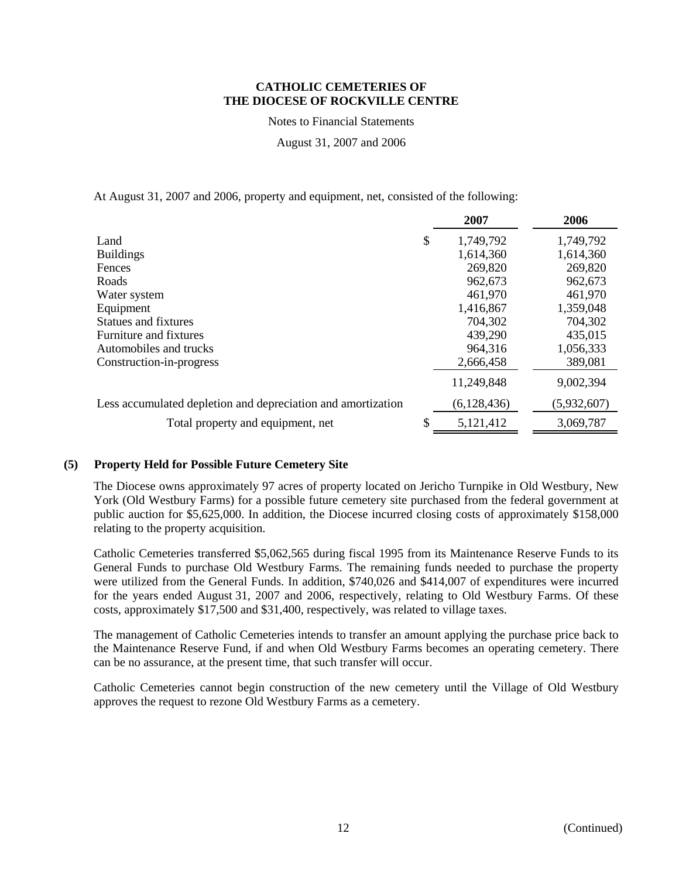At August 31, 2007 and 2006, property and equipment, net, consisted of the following:

| | 2007 | 2006 |
|---|---|---|
| Land | $ 1,749,792 | 1,749,792 |
| Buildings | 1,614,360 | 1,614,360 |
| Fences | 269,820 | 269,820 |
| Roads | 962,673 | 962,673 |
| Water system | 461,970 | 461,970 |
| Equipment | 1,416,867 | 1,359,048 |
| Statues and fixtures | 704,302 | 704,302 |
| Furniture and fixtures | 439,290 | 435,015 |
| Automobiles and trucks | 964,316 | 1,056,333 |
| Construction-in-progress | 2,666,458 | 389,081 |
| | 11,249,848 | 9,002,394 |
| Less accumulated depletion and depreciation and amortization | (6,128,436) | (5,932,607) |
| Total property and equipment, net | $ 5,121,412 | 3,069,787 |

## (5) Property Held for Possible Future Cemetery Site

The Diocese owns approximately 97 acres of property located on Jericho Turnpike in Old Westbury, New York (Old Westbury Farms) for a possible future cemetery site purchased from the federal government at public auction for $5,625,000. In addition, the Diocese incurred closing costs of approximately $158,000 relating to the property acquisition.

Catholic Cemeteries transferred $5,062,565 during fiscal 1995 from its Maintenance Reserve Funds to its General Funds to purchase Old Westbury Farms. The remaining funds needed to purchase the property were utilized from the General Funds. In addition, $740,026 and $414,007 of expenditures were incurred for the years ended August 31, 2007 and 2006, respectively, relating to Old Westbury Farms. Of these costs, approximately $17,500 and $31,400, respectively, was related to village taxes.

The management of Catholic Cemeteries intends to transfer an amount applying the purchase price back to the Maintenance Reserve Fund, if and when Old Westbury Farms becomes an operating cemetery. There can be no assurance, at the present time, that such transfer will occur.

Catholic Cemeteries cannot begin construction of the new cemetery until the Village of Old Westbury approves the request to rezone Old Westbury Farms as a cemetery.

(Continued)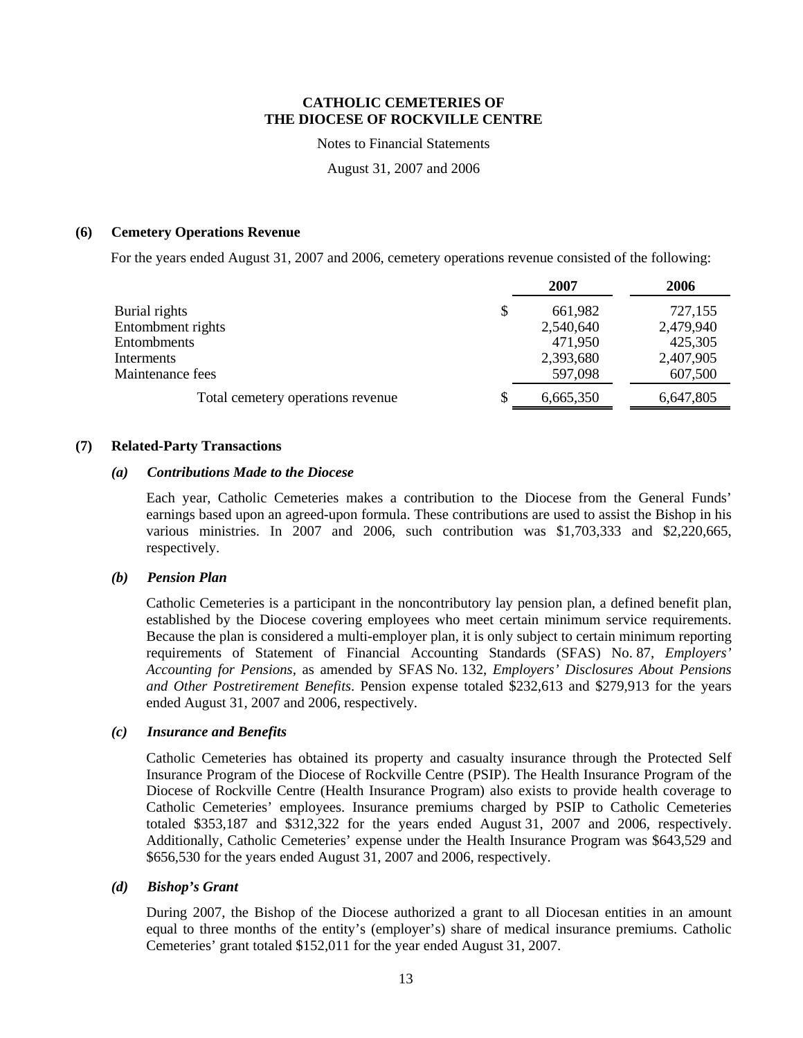**CATHOLIC CEMETERIES OF**
**THE DIOCESE OF ROCKVILLE CENTRE**

Notes to Financial Statements

August 31, 2007 and 2006

## (6) Cemetery Operations Revenue

For the years ended August 31, 2007 and 2006, cemetery operations revenue consisted of the following:

| | | 2007 | 2006 |
|---|---|---|---|
| Burial rights | $ | 661,982 | 727,155 |
| Entombment rights | | 2,540,640 | 2,479,940 |
| Entombments | | 471,950 | 425,305 |
| Interments | | 2,393,680 | 2,407,905 |
| Maintenance fees | | 597,098 | 607,500 |
| Total cemetery operations revenue | $ | 6,665,350 | 6,647,805 |

## (7) Related-Party Transactions

### *(a) Contributions Made to the Diocese*

Each year, Catholic Cemeteries makes a contribution to the Diocese from the General Funds' earnings based upon an agreed-upon formula. These contributions are used to assist the Bishop in his various ministries. In 2007 and 2006, such contribution was $1,703,333 and $2,220,665, respectively.

### *(b) Pension Plan*

Catholic Cemeteries is a participant in the noncontributory lay pension plan, a defined benefit plan, established by the Diocese covering employees who meet certain minimum service requirements. Because the plan is considered a multi-employer plan, it is only subject to certain minimum reporting requirements of Statement of Financial Accounting Standards (SFAS) No. 87, *Employers' Accounting for Pensions*, as amended by SFAS No. 132, *Employers' Disclosures About Pensions and Other Postretirement Benefits*. Pension expense totaled $232,613 and $279,913 for the years ended August 31, 2007 and 2006, respectively.

### *(c) Insurance and Benefits*

Catholic Cemeteries has obtained its property and casualty insurance through the Protected Self Insurance Program of the Diocese of Rockville Centre (PSIP). The Health Insurance Program of the Diocese of Rockville Centre (Health Insurance Program) also exists to provide health coverage to Catholic Cemeteries' employees. Insurance premiums charged by PSIP to Catholic Cemeteries totaled $353,187 and $312,322 for the years ended August 31, 2007 and 2006, respectively. Additionally, Catholic Cemeteries' expense under the Health Insurance Program was $643,529 and $656,530 for the years ended August 31, 2007 and 2006, respectively.

### *(d) Bishop's Grant*

During 2007, the Bishop of the Diocese authorized a grant to all Diocesan entities in an amount equal to three months of the entity's (employer's) share of medical insurance premiums. Catholic Cemeteries' grant totaled $152,011 for the year ended August 31, 2007.